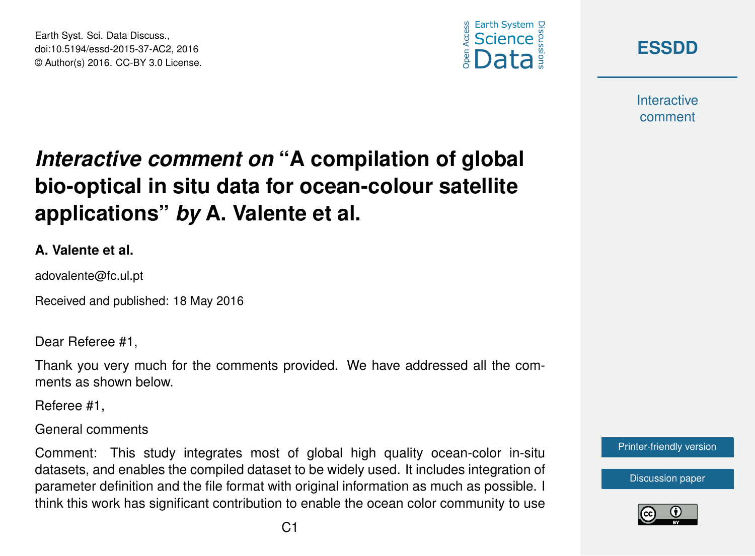# *Interactive comment on* "A compilation of global bio-optical in situ data for ocean-colour satellite applications" *by* A. Valente et al.

**A. Valente et al.**

adovalente@fc.ul.pt

Received and published: 18 May 2016

Dear Referee #1,

Thank you very much for the comments provided. We have addressed all the comments as shown below.

Referee #1,

General comments

Comment: This study integrates most of global high quality ocean-color in-situ datasets, and enables the compiled dataset to be widely used. It includes integration of parameter definition and the file format with original information as much as possible. I think this work has significant contribution to enable the ocean color community to use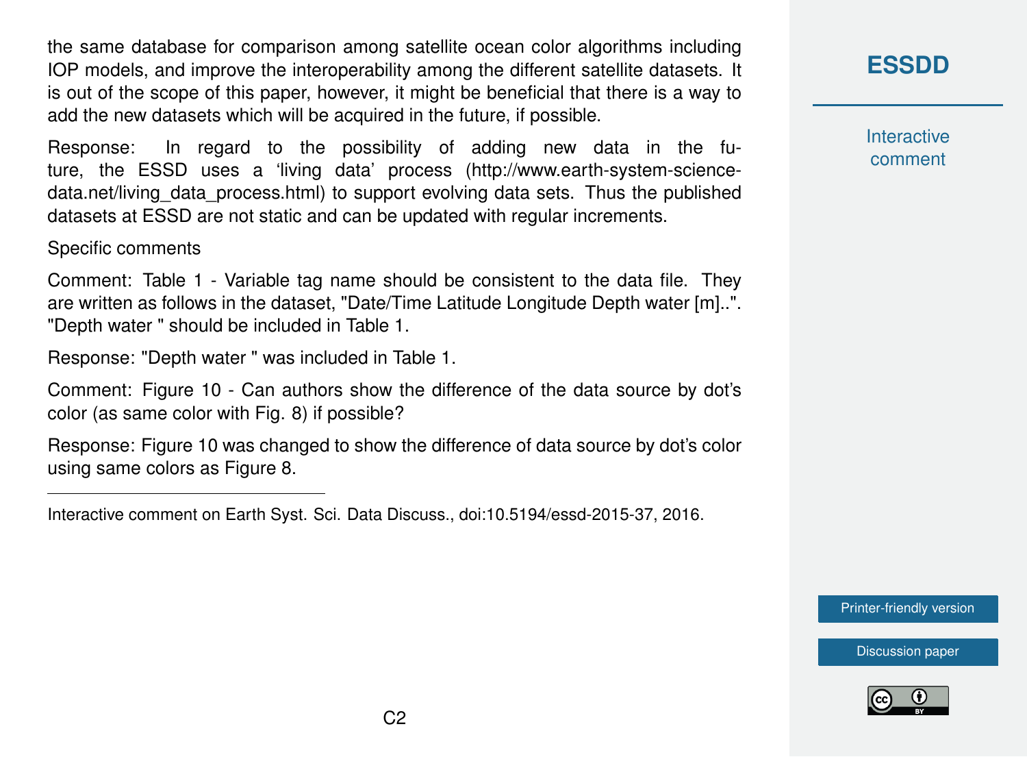the same database for comparison among satellite ocean color algorithms including IOP models, and improve the interoperability among the different satellite datasets. It is out of the scope of this paper, however, it might be beneficial that there is a way to add the new datasets which will be acquired in the future, if possible.

Response: In regard to the possibility of adding new data in the future, the ESSD uses a 'living data' process (http://www.earth-system-science-data.net/living_data_process.html) to support evolving data sets. Thus the published datasets at ESSD are not static and can be updated with regular increments.

Specific comments

Comment: Table 1 - Variable tag name should be consistent to the data file. They are written as follows in the dataset, "Date/Time Latitude Longitude Depth water [m]..". "Depth water " should be included in Table 1.

Response: "Depth water " was included in Table 1.

Comment: Figure 10 - Can authors show the difference of the data source by dot's color (as same color with Fig. 8) if possible?

Response: Figure 10 was changed to show the difference of data source by dot's color using same colors as Figure 8.

---

Interactive comment on Earth Syst. Sci. Data Discuss., doi:10.5194/essd-2015-37, 2016.